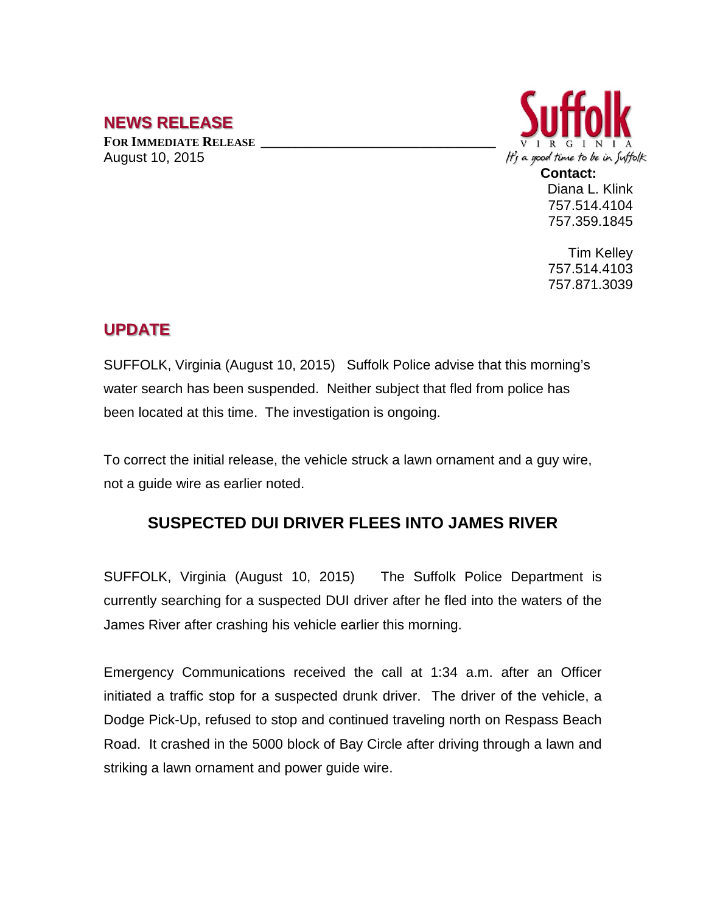## NEWS RELEASE

**FOR IMMEDIATE RELEASE**
August 10, 2015

Suffolk
VIRGINIA
It's a good time to be in Suffolk

**Contact:**
Diana L. Klink
757.514.4104
757.359.1845

Tim Kelley
757.514.4103
757.871.3039

## UPDATE

SUFFOLK, Virginia (August 10, 2015) Suffolk Police advise that this morning's water search has been suspended. Neither subject that fled from police has been located at this time. The investigation is ongoing.

To correct the initial release, the vehicle struck a lawn ornament and a guy wire, not a guide wire as earlier noted.

### SUSPECTED DUI DRIVER FLEES INTO JAMES RIVER

SUFFOLK, Virginia (August 10, 2015) The Suffolk Police Department is currently searching for a suspected DUI driver after he fled into the waters of the James River after crashing his vehicle earlier this morning.

Emergency Communications received the call at 1:34 a.m. after an Officer initiated a traffic stop for a suspected drunk driver. The driver of the vehicle, a Dodge Pick-Up, refused to stop and continued traveling north on Respass Beach Road. It crashed in the 5000 block of Bay Circle after driving through a lawn and striking a lawn ornament and power guide wire.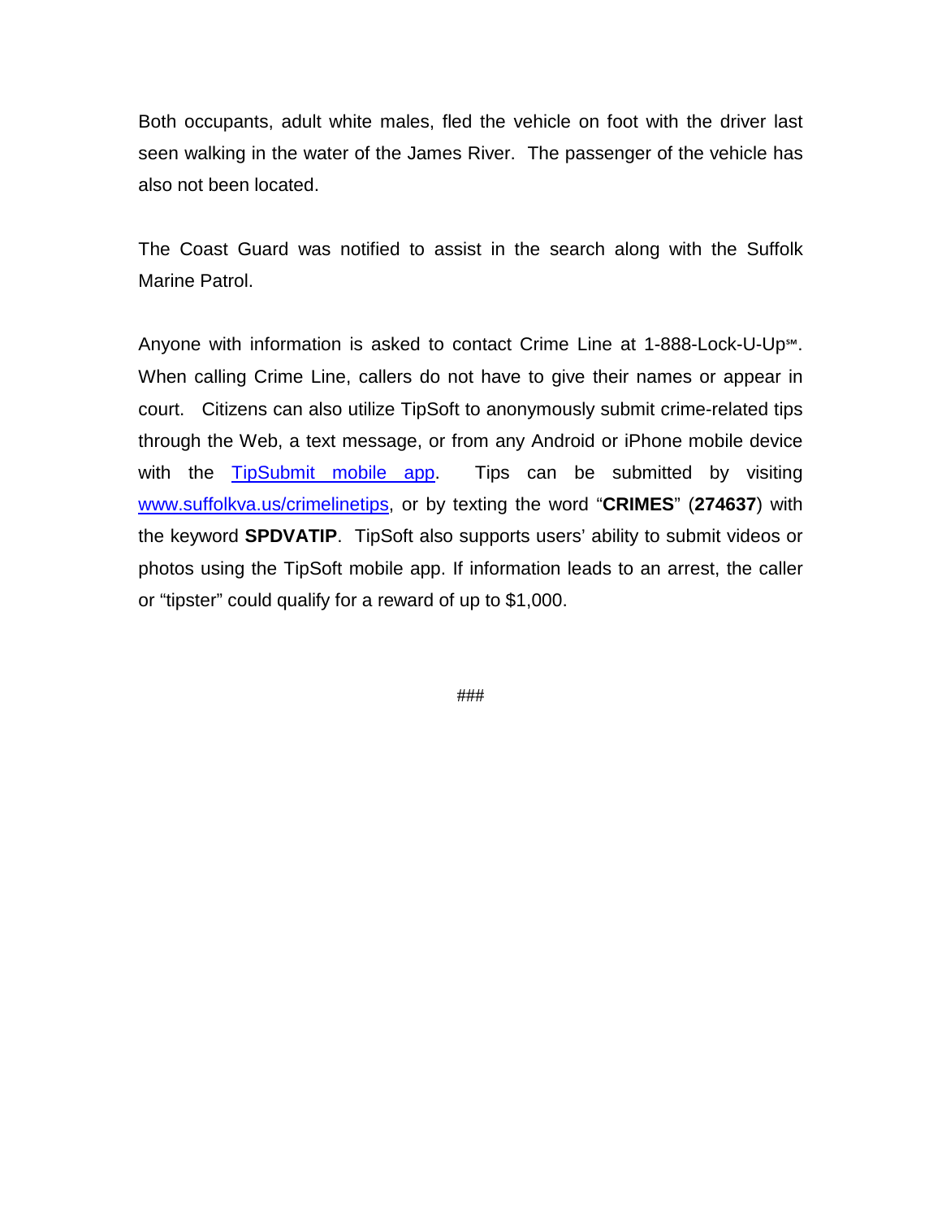Both occupants, adult white males, fled the vehicle on foot with the driver last seen walking in the water of the James River. The passenger of the vehicle has also not been located.

The Coast Guard was notified to assist in the search along with the Suffolk Marine Patrol.

Anyone with information is asked to contact Crime Line at 1-888-Lock-U-Up℠. When calling Crime Line, callers do not have to give their names or appear in court. Citizens can also utilize TipSoft to anonymously submit crime-related tips through the Web, a text message, or from any Android or iPhone mobile device with the TipSubmit mobile app. Tips can be submitted by visiting www.suffolkva.us/crimelinetips, or by texting the word "**CRIMES**" (**274637**) with the keyword **SPDVATIP**. TipSoft also supports users' ability to submit videos or photos using the TipSoft mobile app. If information leads to an arrest, the caller or "tipster" could qualify for a reward of up to $1,000.

###